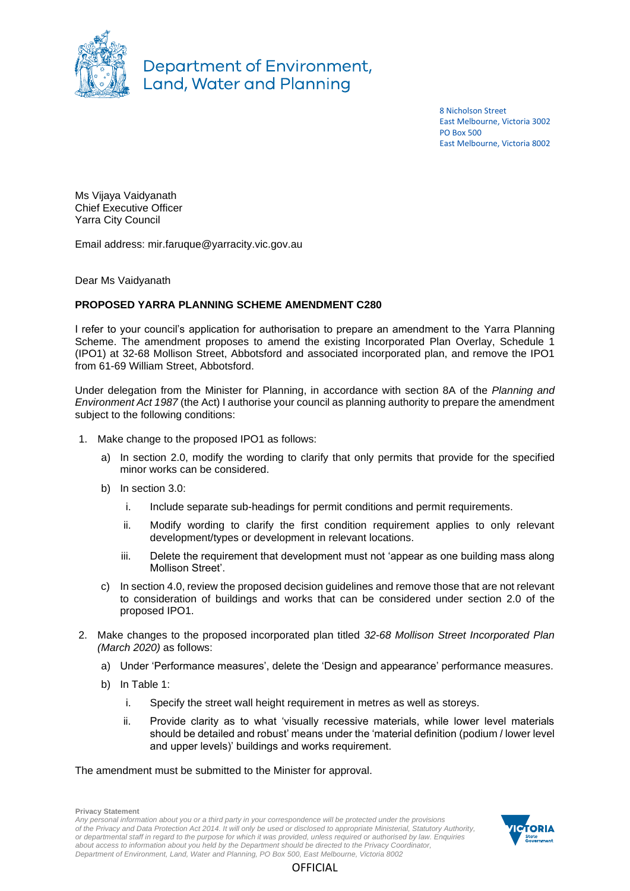Department of Environment, Land, Water and Planning

8 Nicholson Street
East Melbourne, Victoria 3002
PO Box 500
East Melbourne, Victoria 8002

Ms Vijaya Vaidyanath
Chief Executive Officer
Yarra City Council

Email address: mir.faruque@yarracity.vic.gov.au

Dear Ms Vaidyanath

**PROPOSED YARRA PLANNING SCHEME AMENDMENT C280**

I refer to your council's application for authorisation to prepare an amendment to the Yarra Planning Scheme. The amendment proposes to amend the existing Incorporated Plan Overlay, Schedule 1 (IPO1) at 32-68 Mollison Street, Abbotsford and associated incorporated plan, and remove the IPO1 from 61-69 William Street, Abbotsford.

Under delegation from the Minister for Planning, in accordance with section 8A of the *Planning and Environment Act 1987* (the Act) I authorise your council as planning authority to prepare the amendment subject to the following conditions:

1. Make change to the proposed IPO1 as follows:
   a) In section 2.0, modify the wording to clarify that only permits that provide for the specified minor works can be considered.
   b) In section 3.0:
      i. Include separate sub-headings for permit conditions and permit requirements.
      ii. Modify wording to clarify the first condition requirement applies to only relevant development/types or development in relevant locations.
      iii. Delete the requirement that development must not 'appear as one building mass along Mollison Street'.
   c) In section 4.0, review the proposed decision guidelines and remove those that are not relevant to consideration of buildings and works that can be considered under section 2.0 of the proposed IPO1.
2. Make changes to the proposed incorporated plan titled *32-68 Mollison Street Incorporated Plan (March 2020)* as follows:
   a) Under 'Performance measures', delete the 'Design and appearance' performance measures.
   b) In Table 1:
      i. Specify the street wall height requirement in metres as well as storeys.
      ii. Provide clarity as to what 'visually recessive materials, while lower level materials should be detailed and robust' means under the 'material definition (podium / lower level and upper levels)' buildings and works requirement.

The amendment must be submitted to the Minister for approval.

**Privacy Statement**
*Any personal information about you or a third party in your correspondence will be protected under the provisions of the Privacy and Data Protection Act 2014. It will only be used or disclosed to appropriate Ministerial, Statutory Authority, or departmental staff in regard to the purpose for which it was provided, unless required or authorised by law. Enquiries about access to information about you held by the Department should be directed to the Privacy Coordinator, Department of Environment, Land, Water and Planning, PO Box 500, East Melbourne, Victoria 8002*

OFFICIAL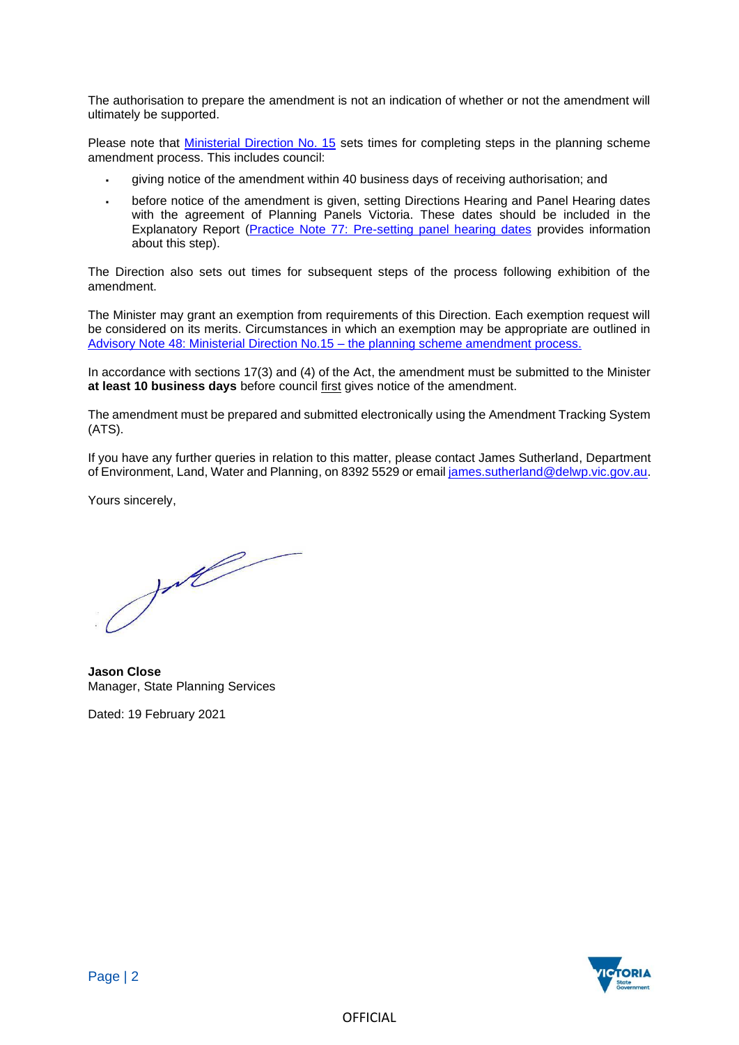The authorisation to prepare the amendment is not an indication of whether or not the amendment will ultimately be supported.

Please note that [Ministerial Direction No. 15] sets times for completing steps in the planning scheme amendment process. This includes council:

- giving notice of the amendment within 40 business days of receiving authorisation; and
- before notice of the amendment is given, setting Directions Hearing and Panel Hearing dates with the agreement of Planning Panels Victoria. These dates should be included in the Explanatory Report ([Practice Note 77: Pre-setting panel hearing dates] provides information about this step).

The Direction also sets out times for subsequent steps of the process following exhibition of the amendment.

The Minister may grant an exemption from requirements of this Direction. Each exemption request will be considered on its merits. Circumstances in which an exemption may be appropriate are outlined in [Advisory Note 48: Ministerial Direction No.15 – the planning scheme amendment process.]

In accordance with sections 17(3) and (4) of the Act, the amendment must be submitted to the Minister **at least 10 business days** before council first gives notice of the amendment.

The amendment must be prepared and submitted electronically using the Amendment Tracking System (ATS).

If you have any further queries in relation to this matter, please contact James Sutherland, Department of Environment, Land, Water and Planning, on 8392 5529 or email james.sutherland@delwp.vic.gov.au.

Yours sincerely,

**Jason Close**
Manager, State Planning Services

Dated: 19 February 2021

OFFICIAL